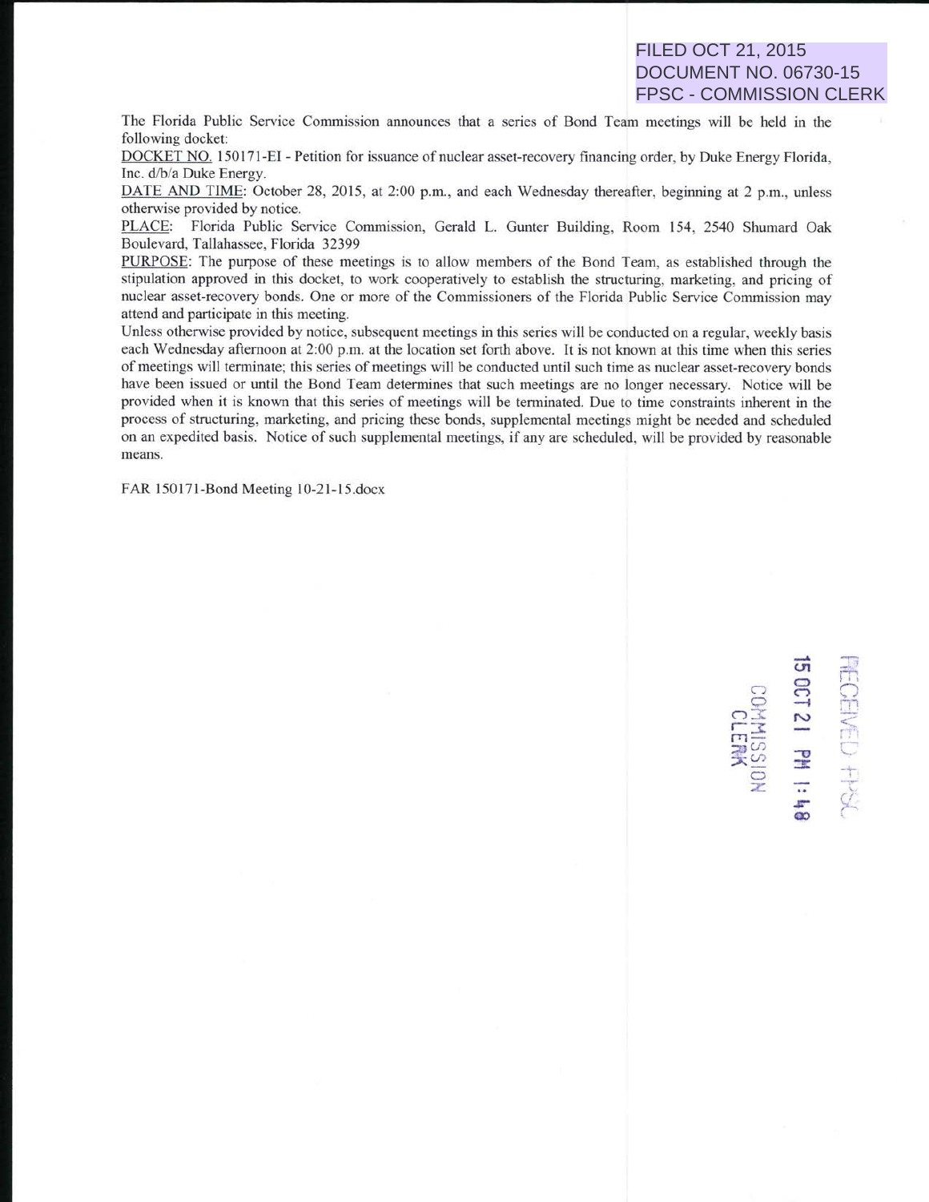FILED OCT 21, 2015
DOCUMENT NO. 06730-15
FPSC - COMMISSION CLERK

The Florida Public Service Commission announces that a series of Bond Team meetings will be held in the following docket:

DOCKET NO. 150171-EI - Petition for issuance of nuclear asset-recovery financing order, by Duke Energy Florida, Inc. d/b/a Duke Energy.

DATE AND TIME: October 28, 2015, at 2:00 p.m., and each Wednesday thereafter, beginning at 2 p.m., unless otherwise provided by notice.

PLACE: Florida Public Service Commission, Gerald L. Gunter Building, Room 154, 2540 Shumard Oak Boulevard, Tallahassee, Florida 32399

PURPOSE: The purpose of these meetings is to allow members of the Bond Team, as established through the stipulation approved in this docket, to work cooperatively to establish the structuring, marketing, and pricing of nuclear asset-recovery bonds. One or more of the Commissioners of the Florida Public Service Commission may attend and participate in this meeting.

Unless otherwise provided by notice, subsequent meetings in this series will be conducted on a regular, weekly basis each Wednesday afternoon at 2:00 p.m. at the location set forth above. It is not known at this time when this series of meetings will terminate; this series of meetings will be conducted until such time as nuclear asset-recovery bonds have been issued or until the Bond Team determines that such meetings are no longer necessary. Notice will be provided when it is known that this series of meetings will be terminated. Due to time constraints inherent in the process of structuring, marketing, and pricing these bonds, supplemental meetings might be needed and scheduled on an expedited basis. Notice of such supplemental meetings, if any are scheduled, will be provided by reasonable means.

FAR 150171-Bond Meeting 10-21-15.docx

RECEIVED FPSC
15 OCT 21 PM 1:48
COMMISSION CLERK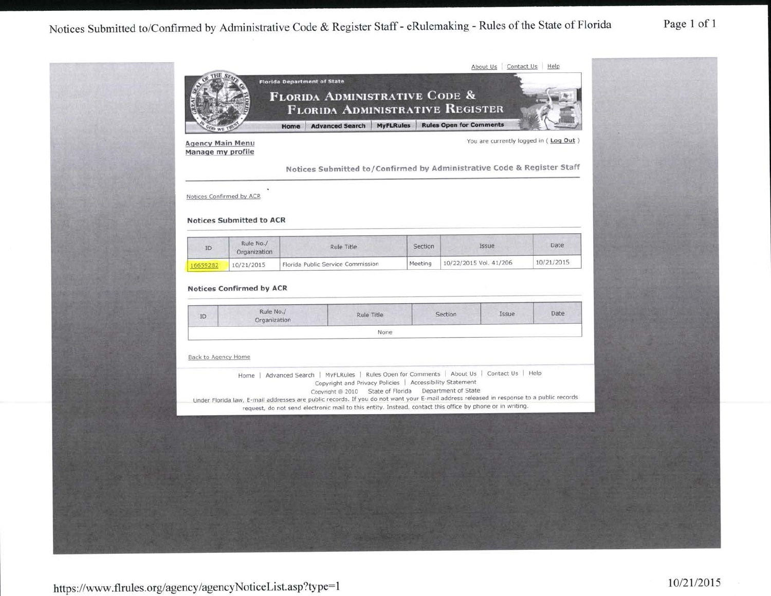About Us | Contact Us | Help

Florida Department of State

# FLORIDA ADMINISTRATIVE CODE & FLORIDA ADMINISTRATIVE REGISTER

Home | Advanced Search | MyFLRules | Rules Open for Comments

**Agency Main Menu**
**Manage my profile**

You are currently logged in ( **Log Out** )

## Notices Submitted to/Confirmed by Administrative Code & Register Staff

Notices Confirmed by ACR

### Notices Submitted to ACR

| ID | Rule No./ Organization | Rule Title | Section | Issue | Date |
|---|---|---|---|---|---|
| 16659282 | 10/21/2015 | Florida Public Service Commission | Meeting | 10/22/2015 Vol. 41/206 | 10/21/2015 |

### Notices Confirmed by ACR

| ID | Rule No./ Organization | Rule Title | Section | Issue | Date |
|---|---|---|---|---|---|
| | | None | | | |

Back to Agency Home

Home | Advanced Search | MyFLRules | Rules Open for Comments | About Us | Contact Us | Help
Copyright and Privacy Policies | Accessibility Statement
Copyright © 2010 State of Florida Department of State
Under Florida law, E-mail addresses are public records. If you do not want your E-mail address released in response to a public records request, do not send electronic mail to this entity. Instead, contact this office by phone or in writing.

https://www.flrules.org/agency/agencyNoticeList.asp?type=1

10/21/2015